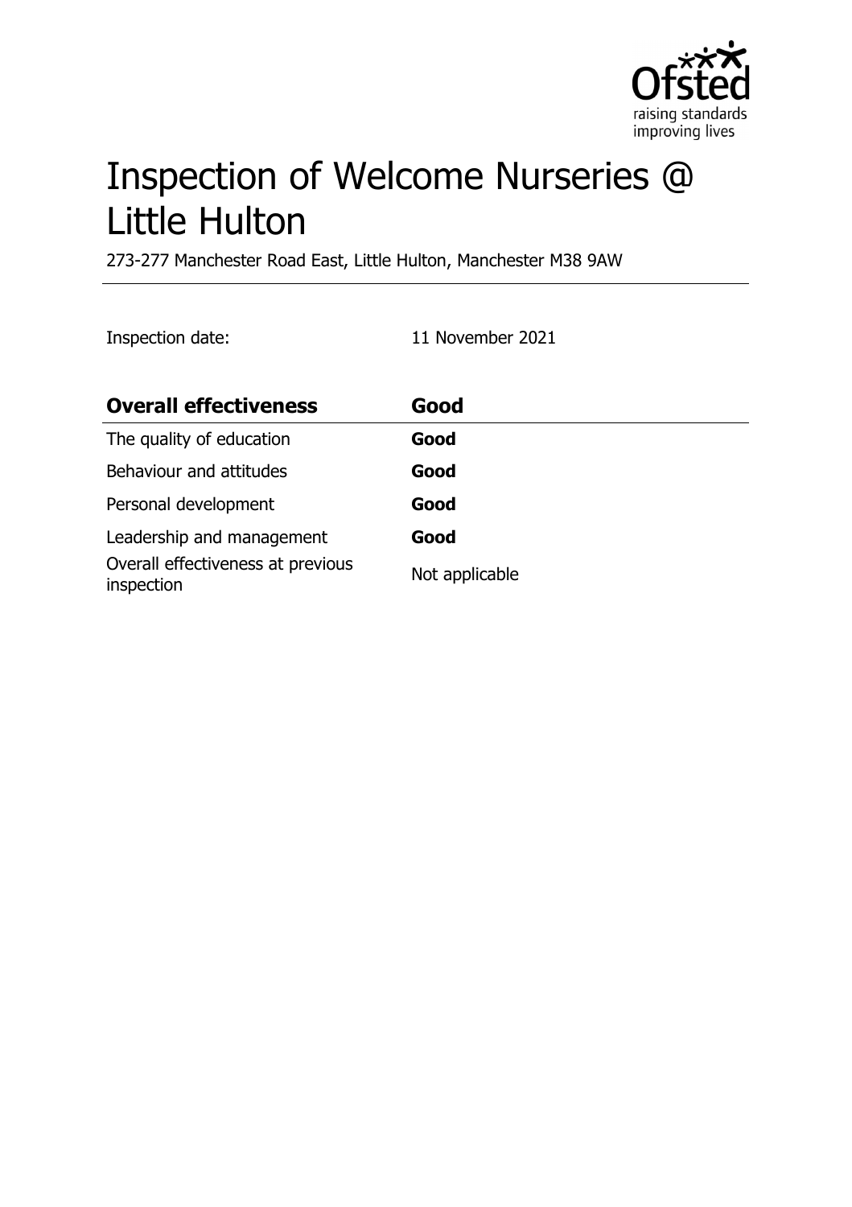# Inspection of Welcome Nurseries @ Little Hulton

273-277 Manchester Road East, Little Hulton, Manchester M38 9AW

Inspection date: 11 November 2021

| **Overall effectiveness** | **Good** |
|---|---|
| The quality of education | **Good** |
| Behaviour and attitudes | **Good** |
| Personal development | **Good** |
| Leadership and management | **Good** |
| Overall effectiveness at previous inspection | Not applicable |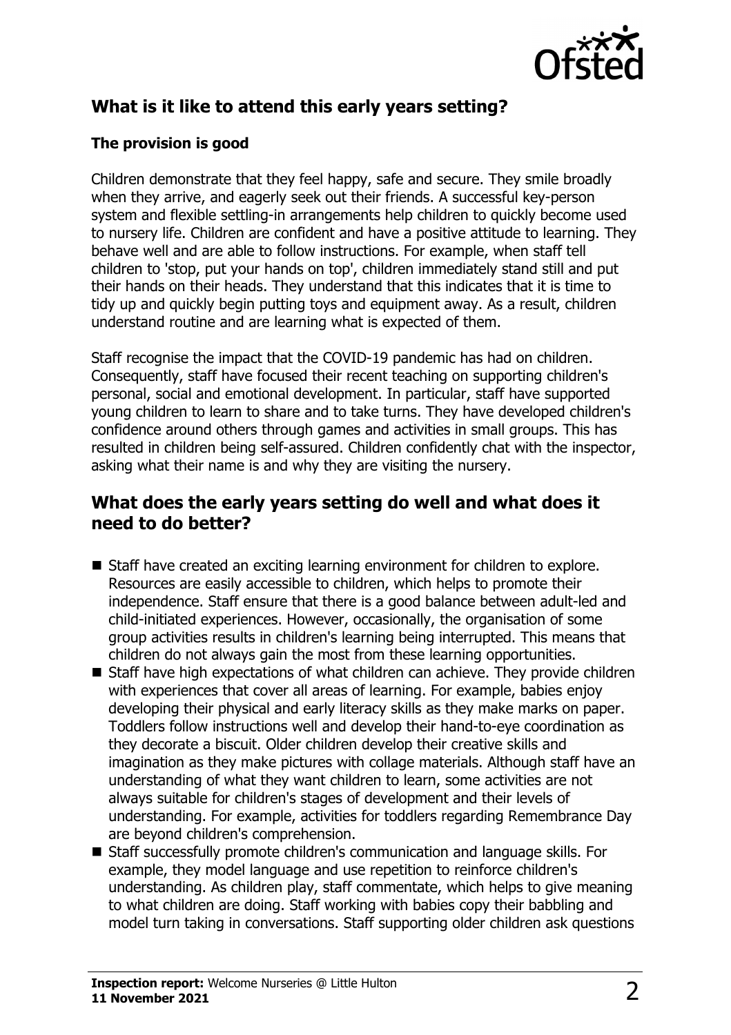## What is it like to attend this early years setting?

### The provision is good

Children demonstrate that they feel happy, safe and secure. They smile broadly when they arrive, and eagerly seek out their friends. A successful key-person system and flexible settling-in arrangements help children to quickly become used to nursery life. Children are confident and have a positive attitude to learning. They behave well and are able to follow instructions. For example, when staff tell children to 'stop, put your hands on top', children immediately stand still and put their hands on their heads. They understand that this indicates that it is time to tidy up and quickly begin putting toys and equipment away. As a result, children understand routine and are learning what is expected of them.

Staff recognise the impact that the COVID-19 pandemic has had on children. Consequently, staff have focused their recent teaching on supporting children's personal, social and emotional development. In particular, staff have supported young children to learn to share and to take turns. They have developed children's confidence around others through games and activities in small groups. This has resulted in children being self-assured. Children confidently chat with the inspector, asking what their name is and why they are visiting the nursery.

## What does the early years setting do well and what does it need to do better?

- Staff have created an exciting learning environment for children to explore. Resources are easily accessible to children, which helps to promote their independence. Staff ensure that there is a good balance between adult-led and child-initiated experiences. However, occasionally, the organisation of some group activities results in children's learning being interrupted. This means that children do not always gain the most from these learning opportunities.
- Staff have high expectations of what children can achieve. They provide children with experiences that cover all areas of learning. For example, babies enjoy developing their physical and early literacy skills as they make marks on paper. Toddlers follow instructions well and develop their hand-to-eye coordination as they decorate a biscuit. Older children develop their creative skills and imagination as they make pictures with collage materials. Although staff have an understanding of what they want children to learn, some activities are not always suitable for children's stages of development and their levels of understanding. For example, activities for toddlers regarding Remembrance Day are beyond children's comprehension.
- Staff successfully promote children's communication and language skills. For example, they model language and use repetition to reinforce children's understanding. As children play, staff commentate, which helps to give meaning to what children are doing. Staff working with babies copy their babbling and model turn taking in conversations. Staff supporting older children ask questions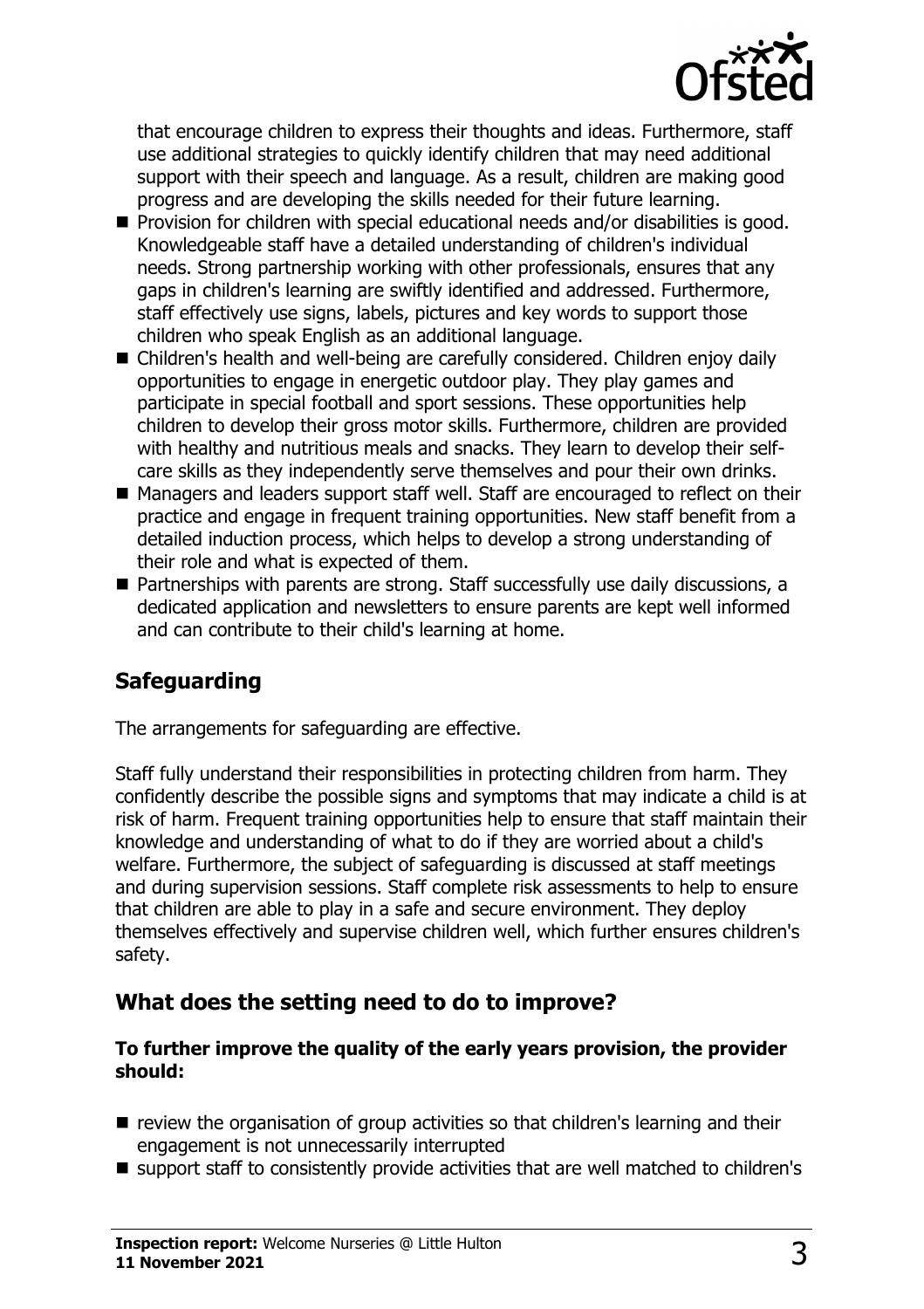that encourage children to express their thoughts and ideas. Furthermore, staff use additional strategies to quickly identify children that may need additional support with their speech and language. As a result, children are making good progress and are developing the skills needed for their future learning.

- Provision for children with special educational needs and/or disabilities is good. Knowledgeable staff have a detailed understanding of children's individual needs. Strong partnership working with other professionals, ensures that any gaps in children's learning are swiftly identified and addressed. Furthermore, staff effectively use signs, labels, pictures and key words to support those children who speak English as an additional language.
- Children's health and well-being are carefully considered. Children enjoy daily opportunities to engage in energetic outdoor play. They play games and participate in special football and sport sessions. These opportunities help children to develop their gross motor skills. Furthermore, children are provided with healthy and nutritious meals and snacks. They learn to develop their self-care skills as they independently serve themselves and pour their own drinks.
- Managers and leaders support staff well. Staff are encouraged to reflect on their practice and engage in frequent training opportunities. New staff benefit from a detailed induction process, which helps to develop a strong understanding of their role and what is expected of them.
- Partnerships with parents are strong. Staff successfully use daily discussions, a dedicated application and newsletters to ensure parents are kept well informed and can contribute to their child's learning at home.

## Safeguarding

The arrangements for safeguarding are effective.

Staff fully understand their responsibilities in protecting children from harm. They confidently describe the possible signs and symptoms that may indicate a child is at risk of harm. Frequent training opportunities help to ensure that staff maintain their knowledge and understanding of what to do if they are worried about a child's welfare. Furthermore, the subject of safeguarding is discussed at staff meetings and during supervision sessions. Staff complete risk assessments to help to ensure that children are able to play in a safe and secure environment. They deploy themselves effectively and supervise children well, which further ensures children's safety.

## What does the setting need to do to improve?

**To further improve the quality of the early years provision, the provider should:**

- review the organisation of group activities so that children's learning and their engagement is not unnecessarily interrupted
- support staff to consistently provide activities that are well matched to children's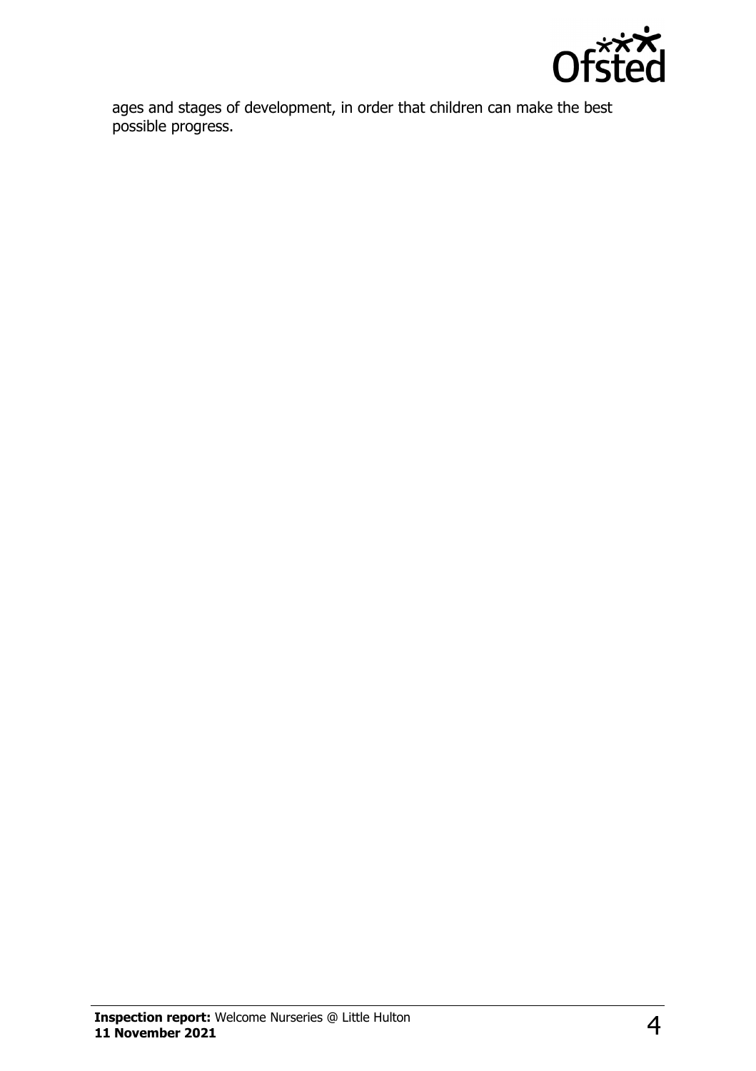ages and stages of development, in order that children can make the best possible progress.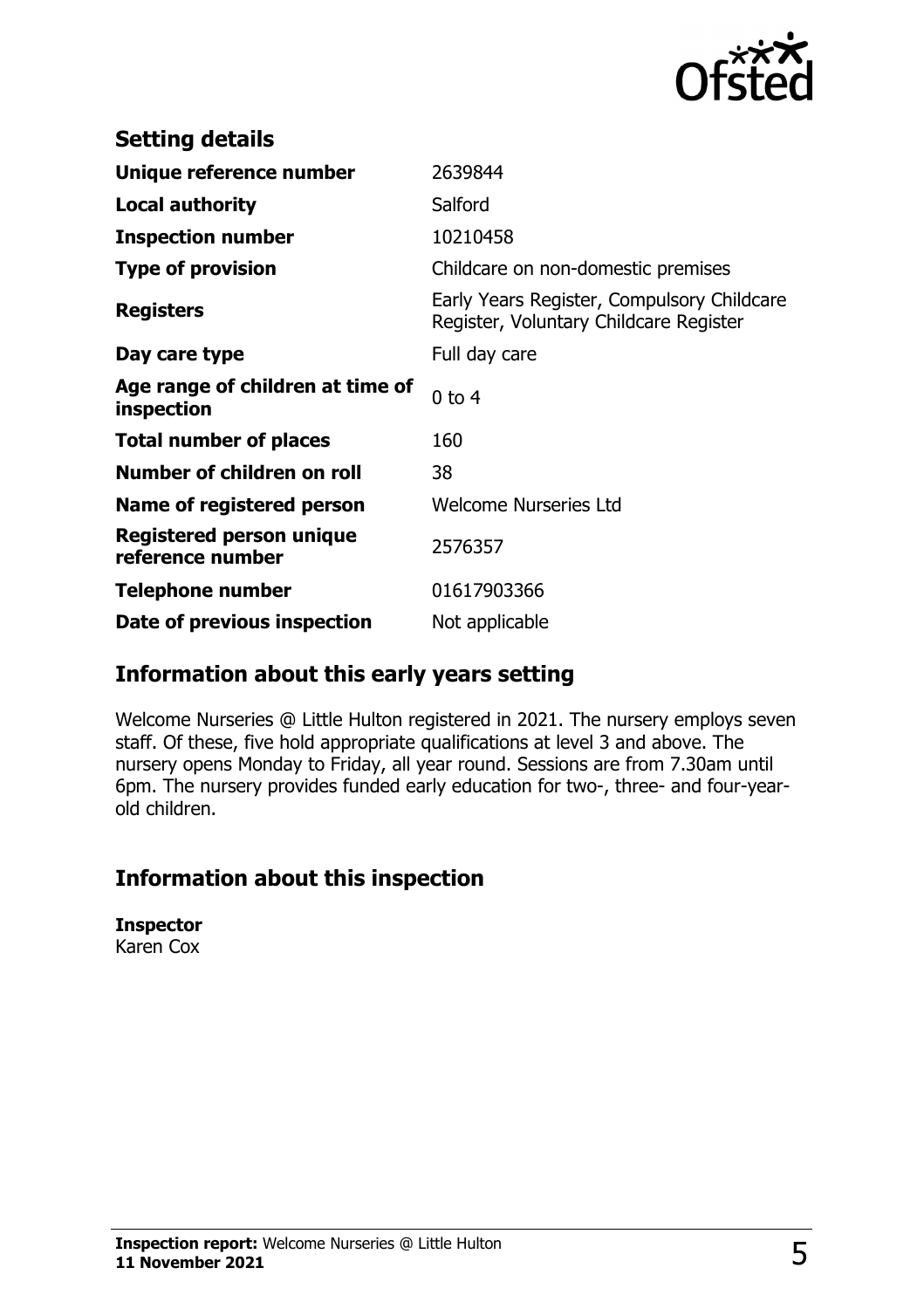## Setting details

| | |
|---|---|
| **Unique reference number** | 2639844 |
| **Local authority** | Salford |
| **Inspection number** | 10210458 |
| **Type of provision** | Childcare on non-domestic premises |
| **Registers** | Early Years Register, Compulsory Childcare Register, Voluntary Childcare Register |
| **Day care type** | Full day care |
| **Age range of children at time of inspection** | 0 to 4 |
| **Total number of places** | 160 |
| **Number of children on roll** | 38 |
| **Name of registered person** | Welcome Nurseries Ltd |
| **Registered person unique reference number** | 2576357 |
| **Telephone number** | 01617903366 |
| **Date of previous inspection** | Not applicable |

## Information about this early years setting

Welcome Nurseries @ Little Hulton registered in 2021. The nursery employs seven staff. Of these, five hold appropriate qualifications at level 3 and above. The nursery opens Monday to Friday, all year round. Sessions are from 7.30am until 6pm. The nursery provides funded early education for two-, three- and four-year-old children.

## Information about this inspection

**Inspector**
Karen Cox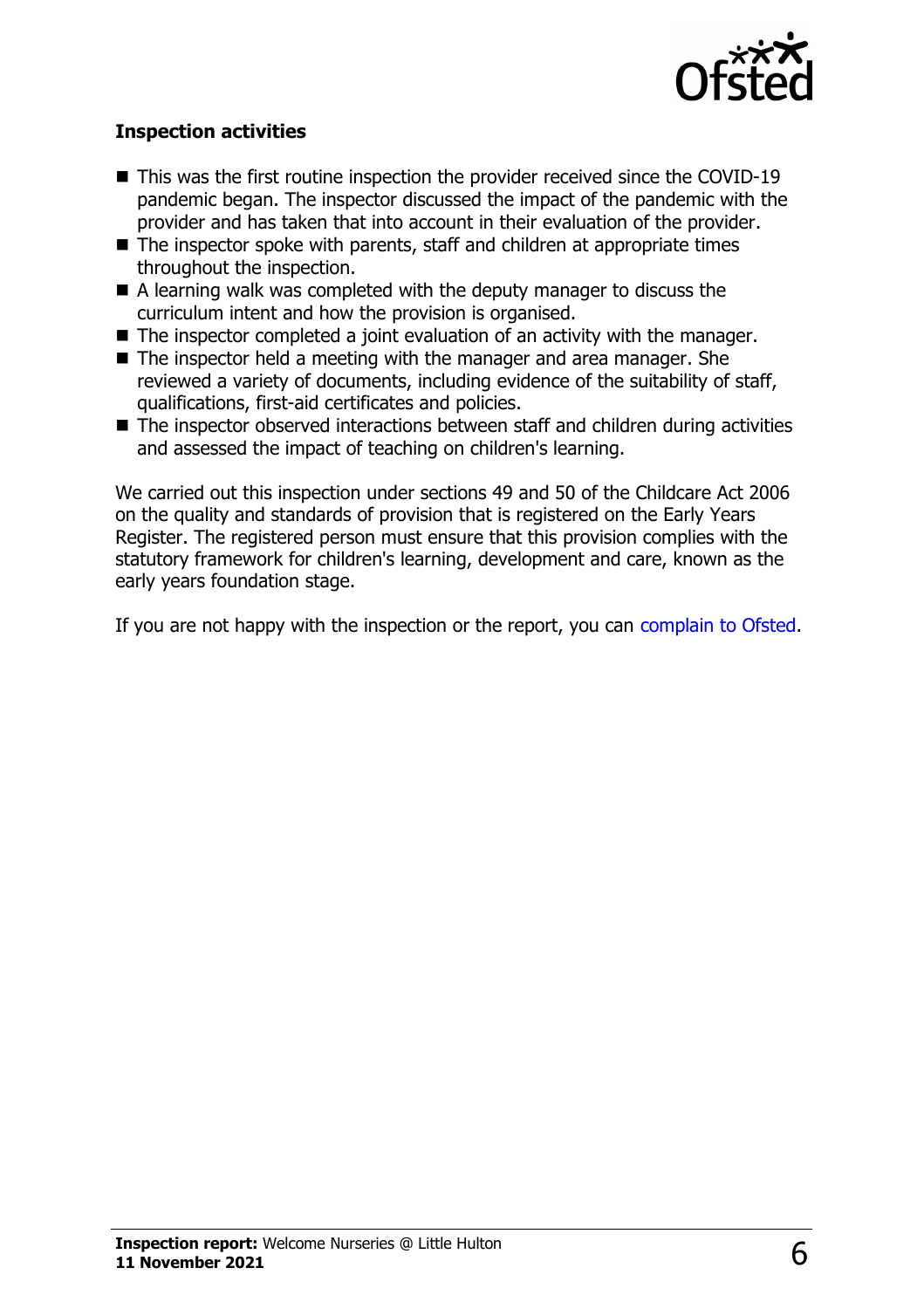### Inspection activities

- This was the first routine inspection the provider received since the COVID-19 pandemic began. The inspector discussed the impact of the pandemic with the provider and has taken that into account in their evaluation of the provider.
- The inspector spoke with parents, staff and children at appropriate times throughout the inspection.
- A learning walk was completed with the deputy manager to discuss the curriculum intent and how the provision is organised.
- The inspector completed a joint evaluation of an activity with the manager.
- The inspector held a meeting with the manager and area manager. She reviewed a variety of documents, including evidence of the suitability of staff, qualifications, first-aid certificates and policies.
- The inspector observed interactions between staff and children during activities and assessed the impact of teaching on children's learning.

We carried out this inspection under sections 49 and 50 of the Childcare Act 2006 on the quality and standards of provision that is registered on the Early Years Register. The registered person must ensure that this provision complies with the statutory framework for children's learning, development and care, known as the early years foundation stage.

If you are not happy with the inspection or the report, you can complain to Ofsted.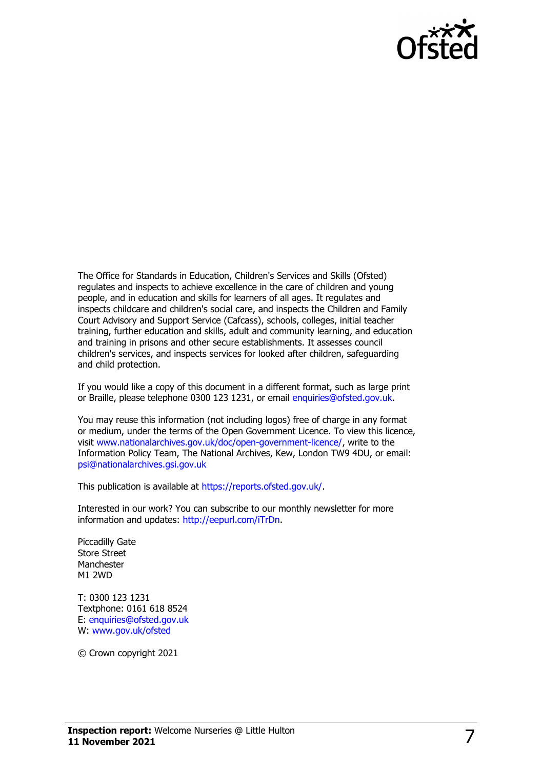The Office for Standards in Education, Children's Services and Skills (Ofsted) regulates and inspects to achieve excellence in the care of children and young people, and in education and skills for learners of all ages. It regulates and inspects childcare and children's social care, and inspects the Children and Family Court Advisory and Support Service (Cafcass), schools, colleges, initial teacher training, further education and skills, adult and community learning, and education and training in prisons and other secure establishments. It assesses council children's services, and inspects services for looked after children, safeguarding and child protection.

If you would like a copy of this document in a different format, such as large print or Braille, please telephone 0300 123 1231, or email enquiries@ofsted.gov.uk.

You may reuse this information (not including logos) free of charge in any format or medium, under the terms of the Open Government Licence. To view this licence, visit www.nationalarchives.gov.uk/doc/open-government-licence/, write to the Information Policy Team, The National Archives, Kew, London TW9 4DU, or email: psi@nationalarchives.gsi.gov.uk

This publication is available at https://reports.ofsted.gov.uk/.

Interested in our work? You can subscribe to our monthly newsletter for more information and updates: http://eepurl.com/iTrDn.

Piccadilly Gate
Store Street
Manchester
M1 2WD

T: 0300 123 1231
Textphone: 0161 618 8524
E: enquiries@ofsted.gov.uk
W: www.gov.uk/ofsted

© Crown copyright 2021